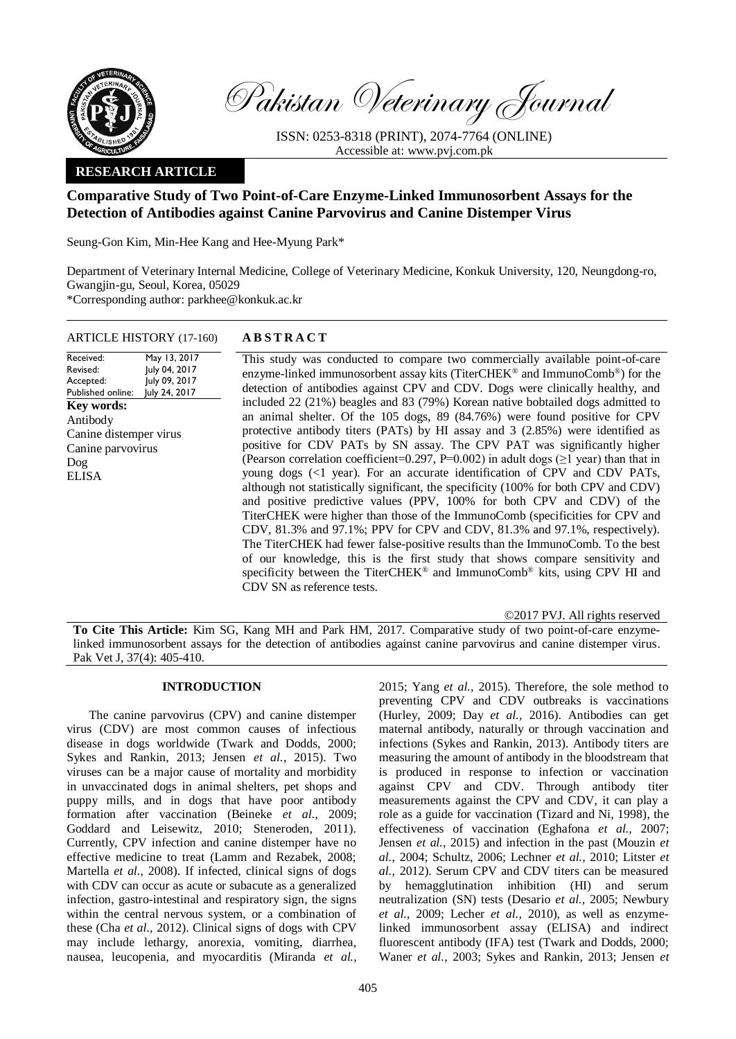Pakistan Veterinary Journal

ISSN: 0253-8318 (PRINT), 2074-7764 (ONLINE)
Accessible at: www.pvj.com.pk

**RESEARCH ARTICLE**

# Comparative Study of Two Point-of-Care Enzyme-Linked Immunosorbent Assays for the Detection of Antibodies against Canine Parvovirus and Canine Distemper Virus

Seung-Gon Kim, Min-Hee Kang and Hee-Myung Park*

Department of Veterinary Internal Medicine, College of Veterinary Medicine, Konkuk University, 120, Neungdong-ro, Gwangjin-gu, Seoul, Korea, 05029
*Corresponding author: parkhee@konkuk.ac.kr

ARTICLE HISTORY (17-160)

| | |
|---|---|
| Received: | May 13, 2017 |
| Revised: | July 04, 2017 |
| Accepted: | July 09, 2017 |
| Published online: | July 24, 2017 |

**Key words:**
Antibody
Canine distemper virus
Canine parvovirus
Dog
ELISA

## ABSTRACT

This study was conducted to compare two commercially available point-of-care enzyme-linked immunosorbent assay kits (TiterCHEK® and ImmunoComb®) for the detection of antibodies against CPV and CDV. Dogs were clinically healthy, and included 22 (21%) beagles and 83 (79%) Korean native bobtailed dogs admitted to an animal shelter. Of the 105 dogs, 89 (84.76%) were found positive for CPV protective antibody titers (PATs) by HI assay and 3 (2.85%) were identified as positive for CDV PATs by SN assay. The CPV PAT was significantly higher (Pearson correlation coefficient=0.297, P=0.002) in adult dogs (≥1 year) than that in young dogs (<1 year). For an accurate identification of CPV and CDV PATs, although not statistically significant, the specificity (100% for both CPV and CDV) and positive predictive values (PPV, 100% for both CPV and CDV) of the TiterCHEK were higher than those of the ImmunoComb (specificities for CPV and CDV, 81.3% and 97.1%; PPV for CPV and CDV, 81.3% and 97.1%, respectively). The TiterCHEK had fewer false-positive results than the ImmunoComb. To the best of our knowledge, this is the first study that shows compare sensitivity and specificity between the TiterCHEK® and ImmunoComb® kits, using CPV HI and CDV SN as reference tests.

©2017 PVJ. All rights reserved

**To Cite This Article:** Kim SG, Kang MH and Park HM, 2017. Comparative study of two point-of-care enzyme-linked immunosorbent assays for the detection of antibodies against canine parvovirus and canine distemper virus. Pak Vet J, 37(4): 405-410.

## INTRODUCTION

The canine parvovirus (CPV) and canine distemper virus (CDV) are most common causes of infectious disease in dogs worldwide (Twark and Dodds, 2000; Sykes and Rankin, 2013; Jensen *et al.*, 2015). Two viruses can be a major cause of mortality and morbidity in unvaccinated dogs in animal shelters, pet shops and puppy mills, and in dogs that have poor antibody formation after vaccination (Beineke *et al.*, 2009; Goddard and Leisewitz, 2010; Steneroden, 2011). Currently, CPV infection and canine distemper have no effective medicine to treat (Lamm and Rezabek, 2008; Martella *et al.*, 2008). If infected, clinical signs of dogs with CDV can occur as acute or subacute as a generalized infection, gastro-intestinal and respiratory sign, the signs within the central nervous system, or a combination of these (Cha *et al.*, 2012). Clinical signs of dogs with CPV may include lethargy, anorexia, vomiting, diarrhea, nausea, leucopenia, and myocarditis (Miranda *et al.*, 2015; Yang *et al.*, 2015). Therefore, the sole method to preventing CPV and CDV outbreaks is vaccinations (Hurley, 2009; Day *et al.*, 2016). Antibodies can get maternal antibody, naturally or through vaccination and infections (Sykes and Rankin, 2013). Antibody titers are measuring the amount of antibody in the bloodstream that is produced in response to infection or vaccination against CPV and CDV. Through antibody titer measurements against the CPV and CDV, it can play a role as a guide for vaccination (Tizard and Ni, 1998), the effectiveness of vaccination (Eghafona *et al.*, 2007; Jensen *et al.*, 2015) and infection in the past (Mouzin *et al.*, 2004; Schultz, 2006; Lechner *et al.*, 2010; Litster *et al.*, 2012). Serum CPV and CDV titers can be measured by hemagglutination inhibition (HI) and serum neutralization (SN) tests (Desario *et al.*, 2005; Newbury *et al.*, 2009; Lecher *et al.*, 2010), as well as enzyme-linked immunosorbent assay (ELISA) and indirect fluorescent antibody (IFA) test (Twark and Dodds, 2000; Waner *et al.*, 2003; Sykes and Rankin, 2013; Jensen *et*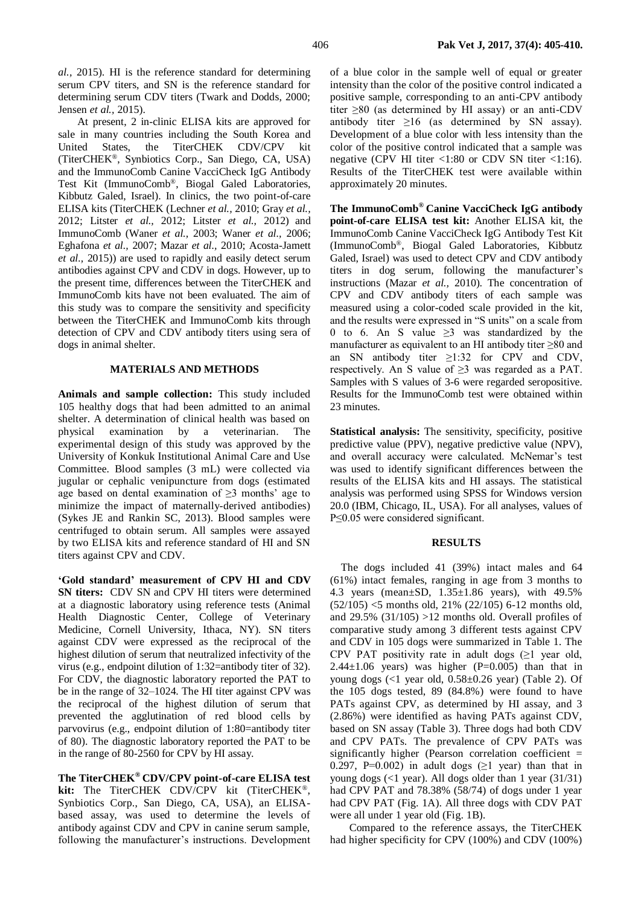*al.*, 2015). HI is the reference standard for determining serum CPV titers, and SN is the reference standard for determining serum CDV titers (Twark and Dodds, 2000; Jensen *et al.*, 2015).

At present, 2 in-clinic ELISA kits are approved for sale in many countries including the South Korea and United States, the TiterCHEK CDV/CPV kit (TiterCHEK®, Synbiotics Corp., San Diego, CA, USA) and the ImmunoComb Canine VacciCheck IgG Antibody Test Kit (ImmunoComb®, Biogal Galed Laboratories, Kibbutz Galed, Israel). In clinics, the two point-of-care ELISA kits (TiterCHEK (Lechner *et al.*, 2010; Gray *et al.*, 2012; Litster *et al.*, 2012; Litster *et al.*, 2012) and ImmunoComb (Waner *et al.*, 2003; Waner *et al.*, 2006; Eghafona *et al.*, 2007; Mazar *et al.*, 2010; Acosta-Jamett *et al.*, 2015)) are used to rapidly and easily detect serum antibodies against CPV and CDV in dogs. However, up to the present time, differences between the TiterCHEK and ImmunoComb kits have not been evaluated. The aim of this study was to compare the sensitivity and specificity between the TiterCHEK and ImmunoComb kits through detection of CPV and CDV antibody titers using sera of dogs in animal shelter.

## MATERIALS AND METHODS

**Animals and sample collection:** This study included 105 healthy dogs that had been admitted to an animal shelter. A determination of clinical health was based on physical examination by a veterinarian. The experimental design of this study was approved by the University of Konkuk Institutional Animal Care and Use Committee. Blood samples (3 mL) were collected via jugular or cephalic venipuncture from dogs (estimated age based on dental examination of ≥3 months' age to minimize the impact of maternally-derived antibodies) (Sykes JE and Rankin SC, 2013). Blood samples were centrifuged to obtain serum. All samples were assayed by two ELISA kits and reference standard of HI and SN titers against CPV and CDV.

**'Gold standard' measurement of CPV HI and CDV SN titers:** CDV SN and CPV HI titers were determined at a diagnostic laboratory using reference tests (Animal Health Diagnostic Center, College of Veterinary Medicine, Cornell University, Ithaca, NY). SN titers against CDV were expressed as the reciprocal of the highest dilution of serum that neutralized infectivity of the virus (e.g., endpoint dilution of 1:32=antibody titer of 32). For CDV, the diagnostic laboratory reported the PAT to be in the range of 32–1024. The HI titer against CPV was the reciprocal of the highest dilution of serum that prevented the agglutination of red blood cells by parvovirus (e.g., endpoint dilution of 1:80=antibody titer of 80). The diagnostic laboratory reported the PAT to be in the range of 80-2560 for CPV by HI assay.

**The TiterCHEK® CDV/CPV point-of-care ELISA test kit:** The TiterCHEK CDV/CPV kit (TiterCHEK®, Synbiotics Corp., San Diego, CA, USA), an ELISA-based assay, was used to determine the levels of antibody against CDV and CPV in canine serum sample, following the manufacturer's instructions. Development of a blue color in the sample well of equal or greater intensity than the color of the positive control indicated a positive sample, corresponding to an anti-CPV antibody titer ≥80 (as determined by HI assay) or an anti-CDV antibody titer ≥16 (as determined by SN assay). Development of a blue color with less intensity than the color of the positive control indicated that a sample was negative (CPV HI titer <1:80 or CDV SN titer <1:16). Results of the TiterCHEK test were available within approximately 20 minutes.

**The ImmunoComb® Canine VacciCheck IgG antibody point-of-care ELISA test kit:** Another ELISA kit, the ImmunoComb Canine VacciCheck IgG Antibody Test Kit (ImmunoComb®, Biogal Galed Laboratories, Kibbutz Galed, Israel) was used to detect CPV and CDV antibody titers in dog serum, following the manufacturer's instructions (Mazar *et al.*, 2010). The concentration of CPV and CDV antibody titers of each sample was measured using a color-coded scale provided in the kit, and the results were expressed in "S units" on a scale from 0 to 6. An S value ≥3 was standardized by the manufacturer as equivalent to an HI antibody titer ≥80 and an SN antibody titer ≥1:32 for CPV and CDV, respectively. An S value of ≥3 was regarded as a PAT. Samples with S values of 3-6 were regarded seropositive. Results for the ImmunoComb test were obtained within 23 minutes.

**Statistical analysis:** The sensitivity, specificity, positive predictive value (PPV), negative predictive value (NPV), and overall accuracy were calculated. McNemar's test was used to identify significant differences between the results of the ELISA kits and HI assays. The statistical analysis was performed using SPSS for Windows version 20.0 (IBM, Chicago, IL, USA). For all analyses, values of P≤0.05 were considered significant.

## RESULTS

The dogs included 41 (39%) intact males and 64 (61%) intact females, ranging in age from 3 months to 4.3 years (mean±SD, 1.35±1.86 years), with 49.5% (52/105) <5 months old, 21% (22/105) 6-12 months old, and 29.5% (31/105) >12 months old. Overall profiles of comparative study among 3 different tests against CPV and CDV in 105 dogs were summarized in Table 1. The CPV PAT positivity rate in adult dogs (≥1 year old, 2.44±1.06 years) was higher (P=0.005) than that in young dogs (<1 year old, 0.58±0.26 year) (Table 2). Of the 105 dogs tested, 89 (84.8%) were found to have PATs against CPV, as determined by HI assay, and 3 (2.86%) were identified as having PATs against CDV, based on SN assay (Table 3). Three dogs had both CDV and CPV PATs. The prevalence of CPV PATs was significantly higher (Pearson correlation coefficient = 0.297, P=0.002) in adult dogs (≥1 year) than that in young dogs (<1 year). All dogs older than 1 year (31/31) had CPV PAT and 78.38% (58/74) of dogs under 1 year had CPV PAT (Fig. 1A). All three dogs with CDV PAT were all under 1 year old (Fig. 1B).

Compared to the reference assays, the TiterCHEK had higher specificity for CPV (100%) and CDV (100%)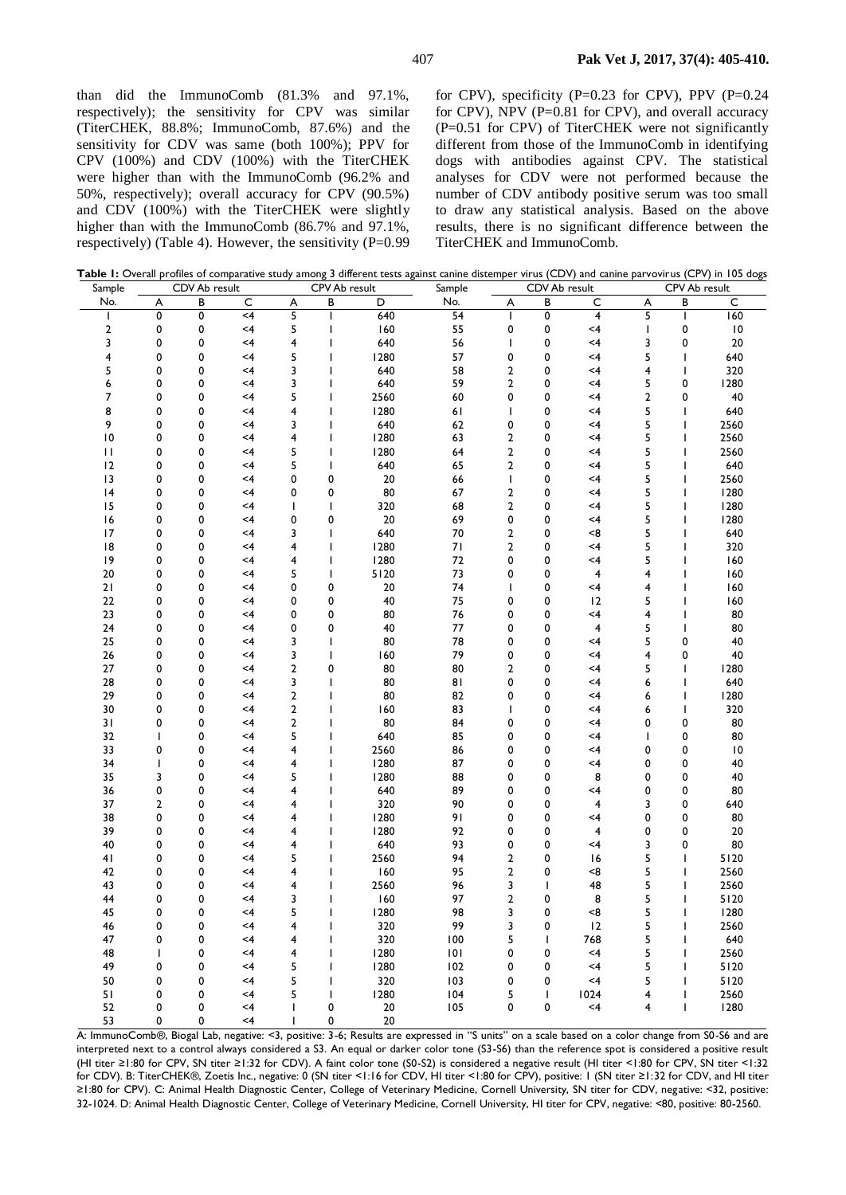than did the ImmunoComb (81.3% and 97.1%, respectively); the sensitivity for CPV was similar (TiterCHEK, 88.8%; ImmunoComb, 87.6%) and the sensitivity for CDV was same (both 100%); PPV for CPV (100%) and CDV (100%) with the TiterCHEK were higher than with the ImmunoComb (96.2% and 50%, respectively); overall accuracy for CPV (90.5%) and CDV (100%) with the TiterCHEK were slightly higher than with the ImmunoComb (86.7% and 97.1%, respectively) (Table 4). However, the sensitivity (P=0.99 for CPV), specificity (P=0.23 for CPV), PPV (P=0.24 for CPV), NPV (P=0.81 for CPV), and overall accuracy (P=0.51 for CPV) of TiterCHEK were not significantly different from those of the ImmunoComb in identifying dogs with antibodies against CPV. The statistical analyses for CDV were not performed because the number of CDV antibody positive serum was too small to draw any statistical analysis. Based on the above results, there is no significant difference between the TiterCHEK and ImmunoComb.

**Table 1:** Overall profiles of comparative study among 3 different tests against canine distemper virus (CDV) and canine parvovirus (CPV) in 105 dogs

| Sample No. | CDV Ab result | | | CPV Ab result | | | Sample No. | CDV Ab result | | | CPV Ab result | | |
|---|---|---|---|---|---|---|---|---|---|---|---|---|---|
| | A | B | C | A | B | D | | A | B | C | A | B | C |
| 1 | 0 | 0 | <4 | 5 | 1 | 640 | 54 | 1 | 0 | 4 | 5 | 1 | 160 |
| 2 | 0 | 0 | <4 | 5 | 1 | 160 | 55 | 0 | 0 | <4 | 1 | 0 | 10 |
| 3 | 0 | 0 | <4 | 4 | 1 | 640 | 56 | 1 | 0 | <4 | 3 | 0 | 20 |
| 4 | 0 | 0 | <4 | 5 | 1 | 1280 | 57 | 0 | 0 | <4 | 5 | 1 | 640 |
| 5 | 0 | 0 | <4 | 3 | 1 | 640 | 58 | 2 | 0 | <4 | 4 | 1 | 320 |
| 6 | 0 | 0 | <4 | 3 | 1 | 640 | 59 | 2 | 0 | <4 | 5 | 0 | 1280 |
| 7 | 0 | 0 | <4 | 5 | 1 | 2560 | 60 | 0 | 0 | <4 | 2 | 0 | 40 |
| 8 | 0 | 0 | <4 | 4 | 1 | 1280 | 61 | 1 | 0 | <4 | 5 | 1 | 640 |
| 9 | 0 | 0 | <4 | 3 | 1 | 640 | 62 | 0 | 0 | <4 | 5 | 1 | 2560 |
| 10 | 0 | 0 | <4 | 4 | 1 | 1280 | 63 | 2 | 0 | <4 | 5 | 1 | 2560 |
| 11 | 0 | 0 | <4 | 5 | 1 | 1280 | 64 | 2 | 0 | <4 | 5 | 1 | 2560 |
| 12 | 0 | 0 | <4 | 5 | 1 | 640 | 65 | 2 | 0 | <4 | 5 | 1 | 640 |
| 13 | 0 | 0 | <4 | 0 | 0 | 20 | 66 | 1 | 0 | <4 | 5 | 1 | 2560 |
| 14 | 0 | 0 | <4 | 0 | 0 | 80 | 67 | 2 | 0 | <4 | 5 | 1 | 1280 |
| 15 | 0 | 0 | <4 | 1 | 1 | 320 | 68 | 2 | 0 | <4 | 5 | 1 | 1280 |
| 16 | 0 | 0 | <4 | 0 | 0 | 20 | 69 | 0 | 0 | <4 | 5 | 1 | 1280 |
| 17 | 0 | 0 | <4 | 3 | 1 | 640 | 70 | 2 | 0 | <8 | 5 | 1 | 640 |
| 18 | 0 | 0 | <4 | 4 | 1 | 1280 | 71 | 2 | 0 | <4 | 5 | 1 | 320 |
| 19 | 0 | 0 | <4 | 4 | 1 | 1280 | 72 | 0 | 0 | <4 | 5 | 1 | 160 |
| 20 | 0 | 0 | <4 | 5 | 1 | 5120 | 73 | 0 | 0 | 4 | 4 | 1 | 160 |
| 21 | 0 | 0 | <4 | 0 | 0 | 20 | 74 | 1 | 0 | <4 | 4 | 1 | 160 |
| 22 | 0 | 0 | <4 | 0 | 0 | 40 | 75 | 0 | 0 | 12 | 5 | 1 | 160 |
| 23 | 0 | 0 | <4 | 0 | 0 | 80 | 76 | 0 | 0 | <4 | 4 | 1 | 80 |
| 24 | 0 | 0 | <4 | 0 | 0 | 40 | 77 | 0 | 0 | 4 | 5 | 1 | 80 |
| 25 | 0 | 0 | <4 | 3 | 1 | 80 | 78 | 0 | 0 | <4 | 5 | 0 | 40 |
| 26 | 0 | 0 | <4 | 3 | 1 | 160 | 79 | 0 | 0 | <4 | 4 | 0 | 40 |
| 27 | 0 | 0 | <4 | 2 | 0 | 80 | 80 | 2 | 0 | <4 | 5 | 1 | 1280 |
| 28 | 0 | 0 | <4 | 3 | 1 | 80 | 81 | 0 | 0 | <4 | 6 | 1 | 640 |
| 29 | 0 | 0 | <4 | 2 | 1 | 80 | 82 | 0 | 0 | <4 | 6 | 1 | 1280 |
| 30 | 0 | 0 | <4 | 2 | 1 | 160 | 83 | 1 | 0 | <4 | 6 | 1 | 320 |
| 31 | 0 | 0 | <4 | 2 | 1 | 80 | 84 | 0 | 0 | <4 | 0 | 0 | 80 |
| 32 | 1 | 0 | <4 | 5 | 1 | 640 | 85 | 0 | 0 | <4 | 1 | 0 | 80 |
| 33 | 0 | 0 | <4 | 4 | 1 | 2560 | 86 | 0 | 0 | <4 | 0 | 0 | 10 |
| 34 | 1 | 0 | <4 | 4 | 1 | 1280 | 87 | 0 | 0 | <4 | 0 | 0 | 40 |
| 35 | 3 | 0 | <4 | 5 | 1 | 1280 | 88 | 0 | 0 | 8 | 0 | 0 | 40 |
| 36 | 0 | 0 | <4 | 4 | 1 | 640 | 89 | 0 | 0 | <4 | 0 | 0 | 80 |
| 37 | 2 | 0 | <4 | 4 | 1 | 320 | 90 | 0 | 0 | 4 | 3 | 0 | 640 |
| 38 | 0 | 0 | <4 | 4 | 1 | 1280 | 91 | 0 | 0 | <4 | 0 | 0 | 80 |
| 39 | 0 | 0 | <4 | 4 | 1 | 1280 | 92 | 0 | 0 | 4 | 0 | 0 | 20 |
| 40 | 0 | 0 | <4 | 4 | 1 | 640 | 93 | 0 | 0 | <4 | 3 | 0 | 80 |
| 41 | 0 | 0 | <4 | 5 | 1 | 2560 | 94 | 2 | 0 | 16 | 5 | 1 | 5120 |
| 42 | 0 | 0 | <4 | 4 | 1 | 160 | 95 | 2 | 0 | <8 | 5 | 1 | 2560 |
| 43 | 0 | 0 | <4 | 4 | 1 | 2560 | 96 | 3 | 1 | 48 | 5 | 1 | 2560 |
| 44 | 0 | 0 | <4 | 3 | 1 | 160 | 97 | 2 | 0 | 8 | 5 | 1 | 5120 |
| 45 | 0 | 0 | <4 | 5 | 1 | 1280 | 98 | 3 | 0 | <8 | 5 | 1 | 1280 |
| 46 | 0 | 0 | <4 | 4 | 1 | 320 | 99 | 3 | 0 | 12 | 5 | 1 | 2560 |
| 47 | 0 | 0 | <4 | 4 | 1 | 320 | 100 | 5 | 1 | 768 | 5 | 1 | 640 |
| 48 | 1 | 0 | <4 | 4 | 1 | 1280 | 101 | 0 | 0 | <4 | 5 | 1 | 2560 |
| 49 | 0 | 0 | <4 | 5 | 1 | 1280 | 102 | 0 | 0 | <4 | 5 | 1 | 5120 |
| 50 | 0 | 0 | <4 | 5 | 1 | 320 | 103 | 0 | 0 | <4 | 5 | 1 | 5120 |
| 51 | 0 | 0 | <4 | 5 | 1 | 1280 | 104 | 5 | 1 | 1024 | 4 | 1 | 2560 |
| 52 | 0 | 0 | <4 | 1 | 0 | 20 | 105 | 0 | 0 | <4 | 4 | 1 | 1280 |
| 53 | 0 | 0 | <4 | 1 | 0 | 20 | | | | | | | |

A: ImmunoComb®, Biogal Lab, negative: <3, positive: 3-6; Results are expressed in "S units" on a scale based on a color change from S0-S6 and are interpreted next to a control always considered a S3. An equal or darker color tone (S3-S6) than the reference spot is considered a positive result (HI titer ≥1:80 for CPV, SN titer ≥1:32 for CDV). A faint color tone (S0-S2) is considered a negative result (HI titer <1:80 for CPV, SN titer <1:32 for CDV). B: TiterCHEK®, Zoetis Inc., negative: 0 (SN titer <1:16 for CDV, HI titer <1:80 for CPV), positive: 1 (SN titer ≥1:32 for CDV, and HI titer ≥1:80 for CPV). C: Animal Health Diagnostic Center, College of Veterinary Medicine, Cornell University, SN titer for CDV, negative: <32, positive: 32-1024. D: Animal Health Diagnostic Center, College of Veterinary Medicine, Cornell University, HI titer for CPV, negative: <80, positive: 80-2560.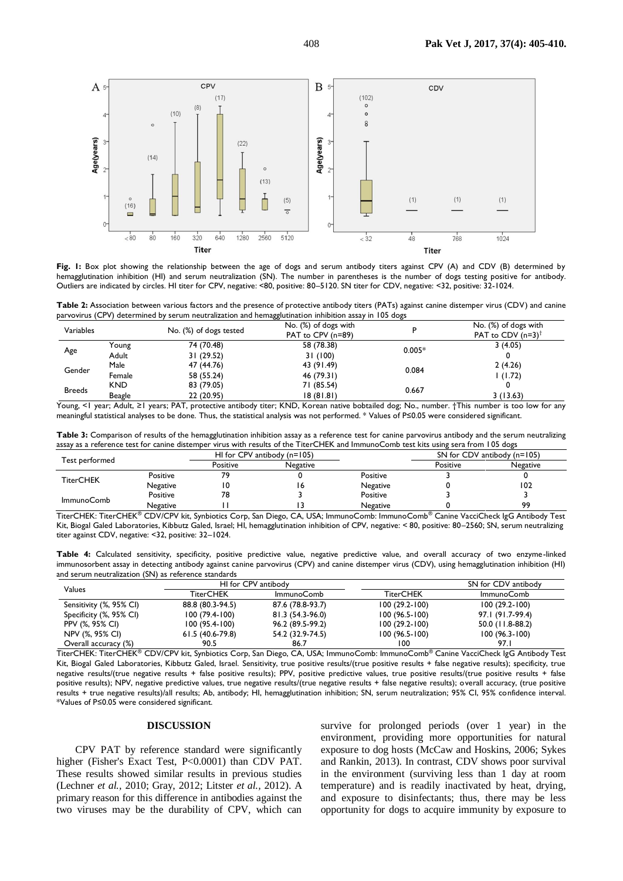**Fig. 1:** Box plot showing the relationship between the age of dogs and serum antibody titers against CPV (A) and CDV (B) determined by hemagglutination inhibition (HI) and serum neutralization (SN). The number in parentheses is the number of dogs testing positive for antibody. Outliers are indicated by circles. HI titer for CPV, negative: <80, positive: 80–5120. SN titer for CDV, negative: <32, positive: 32-1024.

**Table 2:** Association between various factors and the presence of protective antibody titers (PATs) against canine distemper virus (CDV) and canine parvovirus (CPV) determined by serum neutralization and hemagglutination inhibition assay in 105 dogs

| Variables | | No. (%) of dogs tested | No. (%) of dogs with PAT to CPV (n=89) | P | No. (%) of dogs with PAT to CDV (n=3)[†] |
|---|---|---|---|---|---|
| Age | Young | 74 (70.48) | 58 (78.38) | 0.005* | 3 (4.05) |
| | Adult | 31 (29.52) | 31 (100) | | 0 |
| Gender | Male | 47 (44.76) | 43 (91.49) | 0.084 | 2 (4.26) |
| | Female | 58 (55.24) | 46 (79.31) | | 1 (1.72) |
| Breeds | KND | 83 (79.05) | 71 (85.54) | 0.667 | 0 |
| | Beagle | 22 (20.95) | 18 (81.81) | | 3 (13.63) |

Young, <1 year; Adult, ≥1 years; PAT, protective antibody titer; KND, Korean native bobtailed dog; No., number. †This number is too low for any meaningful statistical analyses to be done. Thus, the statistical analysis was not performed. * Values of P≤0.05 were considered significant.

**Table 3:** Comparison of results of the hemagglutination inhibition assay as a reference test for canine parvovirus antibody and the serum neutralizing assay as a reference test for canine distemper virus with results of the TiterCHEK and ImmunoComb test kits using sera from 105 dogs

| Test performed | | HI for CPV antibody (n=105) | | | SN for CDV antibody (n=105) | |
|---|---|---|---|---|---|---|
| | | Positive | Negative | | Positive | Negative |
| TiterCHEK | Positive | 79 | 0 | Positive | 3 | 0 |
| | Negative | 10 | 16 | Negative | 0 | 102 |
| ImmunoComb | Positive | 78 | 3 | Positive | 3 | 3 |
| | Negative | 11 | 13 | Negative | 0 | 99 |

TiterCHEK: TiterCHEK® CDV/CPV kit, Synbiotics Corp, San Diego, CA, USA; ImmunoComb: ImmunoComb® Canine VacciCheck IgG Antibody Test Kit, Biogal Galed Laboratories, Kibbutz Galed, Israel; HI, hemagglutination inhibition of CPV, negative: < 80, positive: 80–2560; SN, serum neutralizing titer against CDV, negative: <32, positive: 32–1024.

**Table 4:** Calculated sensitivity, specificity, positive predictive value, negative predictive value, and overall accuracy of two enzyme-linked immunosorbent assay in detecting antibody against canine parvovirus (CPV) and canine distemper virus (CDV), using hemagglutination inhibition (HI) and serum neutralization (SN) as reference standards

| Values | HI for CPV antibody | | SN for CDV antibody | |
|---|---|---|---|---|
| | TiterCHEK | ImmunoComb | TiterCHEK | ImmunoComb |
| Sensitivity (%, 95% CI) | 88.8 (80.3-94.5) | 87.6 (78.8-93.7) | 100 (29.2-100) | 100 (29.2-100) |
| Specificity (%, 95% CI) | 100 (79.4-100) | 81.3 (54.3-96.0) | 100 (96.5-100) | 97.1 (91.7-99.4) |
| PPV (%, 95% CI) | 100 (95.4-100) | 96.2 (89.5-99.2) | 100 (29.2-100) | 50.0 (11.8-88.2) |
| NPV (%, 95% CI) | 61.5 (40.6-79.8) | 54.2 (32.9-74.5) | 100 (96.5-100) | 100 (96.3-100) |
| Overall accuracy (%) | 90.5 | 86.7 | 100 | 97.1 |

TiterCHEK: TiterCHEK® CDV/CPV kit, Synbiotics Corp, San Diego, CA, USA; ImmunoComb: ImmunoComb® Canine VacciCheck IgG Antibody Test Kit, Biogal Galed Laboratories, Kibbutz Galed, Israel. Sensitivity, true positive results/(true positive results + false negative results); specificity, true negative results/(true negative results + false positive results); PPV, positive predictive values, true positive results/(true positive results + false positive results); NPV, negative predictive values, true negative results/(true negative results + false negative results); overall accuracy, (true positive results + true negative results)/all results; Ab, antibody; HI, hemagglutination inhibition; SN, serum neutralization; 95% CI, 95% confidence interval. *Values of P≤0.05 were considered significant.

## DISCUSSION

CPV PAT by reference standard were significantly higher (Fisher's Exact Test, P<0.0001) than CDV PAT. These results showed similar results in previous studies (Lechner *et al.*, 2010; Gray, 2012; Litster *et al.*, 2012). A primary reason for this difference in antibodies against the two viruses may be the durability of CPV, which can survive for prolonged periods (over 1 year) in the environment, providing more opportunities for natural exposure to dog hosts (McCaw and Hoskins, 2006; Sykes and Rankin, 2013). In contrast, CDV shows poor survival in the environment (surviving less than 1 day at room temperature) and is readily inactivated by heat, drying, and exposure to disinfectants; thus, there may be less opportunity for dogs to acquire immunity by exposure to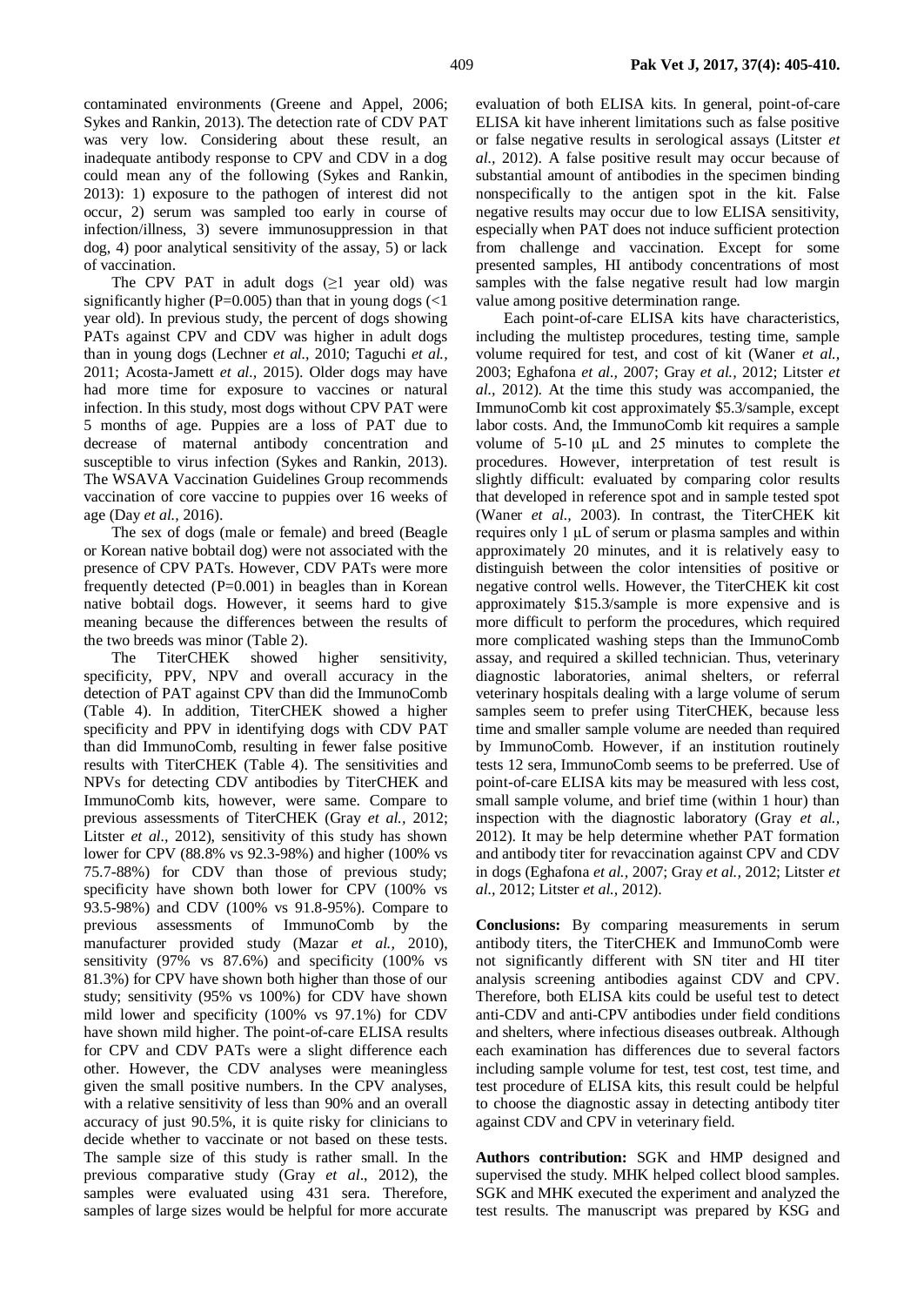contaminated environments (Greene and Appel, 2006; Sykes and Rankin, 2013). The detection rate of CDV PAT was very low. Considering about these result, an inadequate antibody response to CPV and CDV in a dog could mean any of the following (Sykes and Rankin, 2013): 1) exposure to the pathogen of interest did not occur, 2) serum was sampled too early in course of infection/illness, 3) severe immunosuppression in that dog, 4) poor analytical sensitivity of the assay, 5) or lack of vaccination.

The CPV PAT in adult dogs (≥1 year old) was significantly higher (P=0.005) than that in young dogs (<1 year old). In previous study, the percent of dogs showing PATs against CPV and CDV was higher in adult dogs than in young dogs (Lechner *et al.,* 2010; Taguchi *et al.,* 2011; Acosta-Jamett *et al.,* 2015). Older dogs may have had more time for exposure to vaccines or natural infection. In this study, most dogs without CPV PAT were 5 months of age. Puppies are a loss of PAT due to decrease of maternal antibody concentration and susceptible to virus infection (Sykes and Rankin, 2013). The WSAVA Vaccination Guidelines Group recommends vaccination of core vaccine to puppies over 16 weeks of age (Day *et al.,* 2016).

The sex of dogs (male or female) and breed (Beagle or Korean native bobtail dog) were not associated with the presence of CPV PATs. However, CDV PATs were more frequently detected (P=0.001) in beagles than in Korean native bobtail dogs. However, it seems hard to give meaning because the differences between the results of the two breeds was minor (Table 2).

The TiterCHEK showed higher sensitivity, specificity, PPV, NPV and overall accuracy in the detection of PAT against CPV than did the ImmunoComb (Table 4). In addition, TiterCHEK showed a higher specificity and PPV in identifying dogs with CDV PAT than did ImmunoComb, resulting in fewer false positive results with TiterCHEK (Table 4). The sensitivities and NPVs for detecting CDV antibodies by TiterCHEK and ImmunoComb kits, however, were same. Compare to previous assessments of TiterCHEK (Gray *et al.,* 2012; Litster *et al.,* 2012), sensitivity of this study has shown lower for CPV (88.8% vs 92.3-98%) and higher (100% vs 75.7-88%) for CDV than those of previous study; specificity have shown both lower for CPV (100% vs 93.5-98%) and CDV (100% vs 91.8-95%). Compare to previous assessments of ImmunoComb by the manufacturer provided study (Mazar *et al.,* 2010), sensitivity (97% vs 87.6%) and specificity (100% vs 81.3%) for CPV have shown both higher than those of our study; sensitivity (95% vs 100%) for CDV have shown mild lower and specificity (100% vs 97.1%) for CDV have shown mild higher. The point-of-care ELISA results for CPV and CDV PATs were a slight difference each other. However, the CDV analyses were meaningless given the small positive numbers. In the CPV analyses, with a relative sensitivity of less than 90% and an overall accuracy of just 90.5%, it is quite risky for clinicians to decide whether to vaccinate or not based on these tests. The sample size of this study is rather small. In the previous comparative study (Gray *et al*., 2012), the samples were evaluated using 431 sera. Therefore, samples of large sizes would be helpful for more accurate evaluation of both ELISA kits. In general, point-of-care ELISA kit have inherent limitations such as false positive or false negative results in serological assays (Litster *et al.,* 2012). A false positive result may occur because of substantial amount of antibodies in the specimen binding nonspecifically to the antigen spot in the kit. False negative results may occur due to low ELISA sensitivity, especially when PAT does not induce sufficient protection from challenge and vaccination. Except for some presented samples, HI antibody concentrations of most samples with the false negative result had low margin value among positive determination range.

Each point-of-care ELISA kits have characteristics, including the multistep procedures, testing time, sample volume required for test, and cost of kit (Waner *et al.,* 2003; Eghafona *et al.,* 2007; Gray *et al.,* 2012; Litster *et al.,* 2012). At the time this study was accompanied, the ImmunoComb kit cost approximately $5.3/sample, except labor costs. And, the ImmunoComb kit requires a sample volume of 5-10 μL and 25 minutes to complete the procedures. However, interpretation of test result is slightly difficult: evaluated by comparing color results that developed in reference spot and in sample tested spot (Waner *et al.,* 2003). In contrast, the TiterCHEK kit requires only 1 μL of serum or plasma samples and within approximately 20 minutes, and it is relatively easy to distinguish between the color intensities of positive or negative control wells. However, the TiterCHEK kit cost approximately $15.3/sample is more expensive and is more difficult to perform the procedures, which required more complicated washing steps than the ImmunoComb assay, and required a skilled technician. Thus, veterinary diagnostic laboratories, animal shelters, or referral veterinary hospitals dealing with a large volume of serum samples seem to prefer using TiterCHEK, because less time and smaller sample volume are needed than required by ImmunoComb. However, if an institution routinely tests 12 sera, ImmunoComb seems to be preferred. Use of point-of-care ELISA kits may be measured with less cost, small sample volume, and brief time (within 1 hour) than inspection with the diagnostic laboratory (Gray *et al.,* 2012). It may be help determine whether PAT formation and antibody titer for revaccination against CPV and CDV in dogs (Eghafona *et al.,* 2007; Gray *et al.,* 2012; Litster *et al.,* 2012; Litster *et al.,* 2012).

**Conclusions:** By comparing measurements in serum antibody titers, the TiterCHEK and ImmunoComb were not significantly different with SN titer and HI titer analysis screening antibodies against CDV and CPV. Therefore, both ELISA kits could be useful test to detect anti-CDV and anti-CPV antibodies under field conditions and shelters, where infectious diseases outbreak. Although each examination has differences due to several factors including sample volume for test, test cost, test time, and test procedure of ELISA kits, this result could be helpful to choose the diagnostic assay in detecting antibody titer against CDV and CPV in veterinary field.

**Authors contribution:** SGK and HMP designed and supervised the study. MHK helped collect blood samples. SGK and MHK executed the experiment and analyzed the test results. The manuscript was prepared by KSG and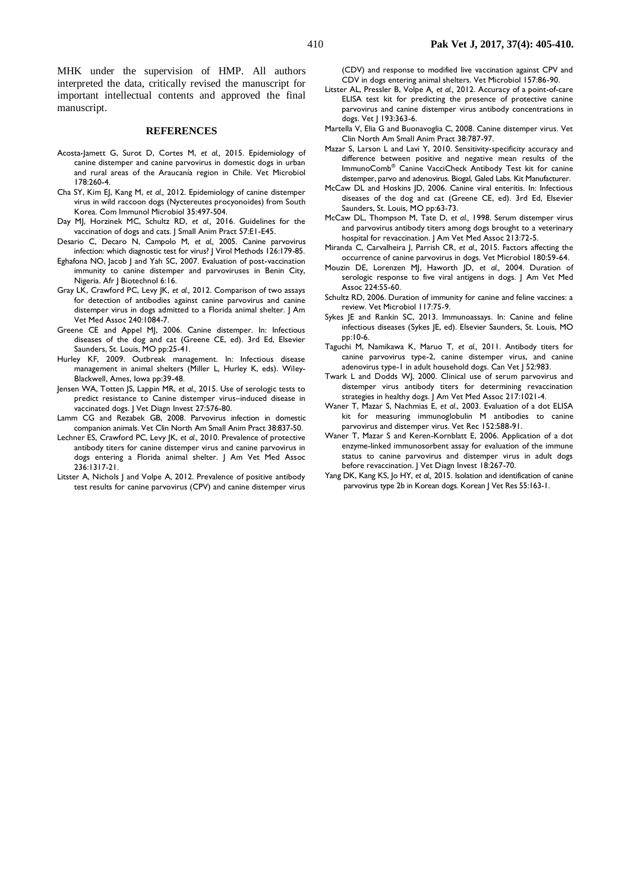MHK under the supervision of HMP. All authors interpreted the data, critically revised the manuscript for important intellectual contents and approved the final manuscript.

## REFERENCES

Acosta-Jamett G, Surot D, Cortes M, *et al.,* 2015. Epidemiology of canine distemper and canine parvovirus in domestic dogs in urban and rural areas of the Araucanía region in Chile. Vet Microbiol 178:260-4.

Cha SY, Kim EJ, Kang M, *et al.,* 2012. Epidemiology of canine distemper virus in wild raccoon dogs (Nyctereutes procyonoides) from South Korea. Com Immunol Microbiol 35:497-504.

Day MJ, Horzinek MC, Schultz RD, *et al.,* 2016. Guidelines for the vaccination of dogs and cats. J Small Anim Pract 57:E1-E45.

Desario C, Decaro N, Campolo M, *et al.,* 2005. Canine parvovirus infection: which diagnostic test for virus? J Virol Methods 126:179-85.

Eghafona NO, Jacob J and Yah SC, 2007. Evaluation of post-vaccination immunity to canine distemper and parvoviruses in Benin City, Nigeria. Afr J Biotechnol 6:16.

Gray LK, Crawford PC, Levy JK, *et al.,* 2012. Comparison of two assays for detection of antibodies against canine parvovirus and canine distemper virus in dogs admitted to a Florida animal shelter. J Am Vet Med Assoc 240:1084-7.

Greene CE and Appel MJ, 2006. Canine distemper. In: Infectious diseases of the dog and cat (Greene CE, ed). 3rd Ed, Elsevier Saunders, St. Louis, MO pp:25-41.

Hurley KF, 2009. Outbreak management. In: Infectious disease management in animal shelters (Miller L, Hurley K, eds). Wiley-Blackwell, Ames, Iowa pp:39-48.

Jensen WA, Totten JS, Lappin MR, *et al.,* 2015. Use of serologic tests to predict resistance to Canine distemper virus–induced disease in vaccinated dogs. J Vet Diagn Invest 27:576-80.

Lamm CG and Rezabek GB, 2008. Parvovirus infection in domestic companion animals. Vet Clin North Am Small Anim Pract 38:837-50.

Lechner ES, Crawford PC, Levy JK, *et al.,* 2010. Prevalence of protective antibody titers for canine distemper virus and canine parvovirus in dogs entering a Florida animal shelter. J Am Vet Med Assoc 236:1317-21.

Litster A, Nichols J and Volpe A, 2012. Prevalence of positive antibody test results for canine parvovirus (CPV) and canine distemper virus (CDV) and response to modified live vaccination against CPV and CDV in dogs entering animal shelters. Vet Microbiol 157:86-90.

Litster AL, Pressler B, Volpe A, *et al.,* 2012. Accuracy of a point-of-care ELISA test kit for predicting the presence of protective canine parvovirus and canine distemper virus antibody concentrations in dogs. Vet J 193:363-6.

Martella V, Elia G and Buonavoglia C, 2008. Canine distemper virus. Vet Clin North Am Small Anim Pract 38:787-97.

Mazar S, Larson L and Lavi Y, 2010. Sensitivity-specificity accuracy and difference between positive and negative mean results of the ImmunoComb® Canine VacciCheck Antibody Test kit for canine distemper, parvo and adenovirus. Biogal, Galed Labs. Kit Manufacturer.

McCaw DL and Hoskins JD, 2006. Canine viral enteritis. In: Infectious diseases of the dog and cat (Greene CE, ed). 3rd Ed, Elsevier Saunders, St. Louis, MO pp:63-73.

McCaw DL, Thompson M, Tate D, *et al.,* 1998. Serum distemper virus and parvovirus antibody titers among dogs brought to a veterinary hospital for revaccination. J Am Vet Med Assoc 213:72-5.

Miranda C, Carvalheira J, Parrish CR, *et al.,* 2015. Factors affecting the occurrence of canine parvovirus in dogs. Vet Microbiol 180:59-64.

Mouzin DE, Lorenzen MJ, Haworth JD, *et al.,* 2004. Duration of serologic response to five viral antigens in dogs. J Am Vet Med Assoc 224:55-60.

Schultz RD, 2006. Duration of immunity for canine and feline vaccines: a review. Vet Microbiol 117:75-9.

Sykes JE and Rankin SC, 2013. Immunoassays. In: Canine and feline infectious diseases (Sykes JE, ed). Elsevier Saunders, St. Louis, MO pp:10-6.

Taguchi M, Namikawa K, Maruo T, *et al.,* 2011. Antibody titers for canine parvovirus type-2, canine distemper virus, and canine adenovirus type-1 in adult household dogs. Can Vet J 52:983.

Twark L and Dodds WJ, 2000. Clinical use of serum parvovirus and distemper virus antibody titers for determining revaccination strategies in healthy dogs. J Am Vet Med Assoc 217:1021-4.

Waner T, Mazar S, Nachmias E, *et al.,* 2003. Evaluation of a dot ELISA kit for measuring immunoglobulin M antibodies to canine parvovirus and distemper virus. Vet Rec 152:588-91.

Waner T, Mazar S and Keren-Kornblatt E, 2006. Application of a dot enzyme-linked immunosorbent assay for evaluation of the immune status to canine parvovirus and distemper virus in adult dogs before revaccination. J Vet Diagn Invest 18:267-70.

Yang DK, Kang KS, Jo HY, *et al.,* 2015. Isolation and identification of canine parvovirus type 2b in Korean dogs. Korean J Vet Res 55:163-1.